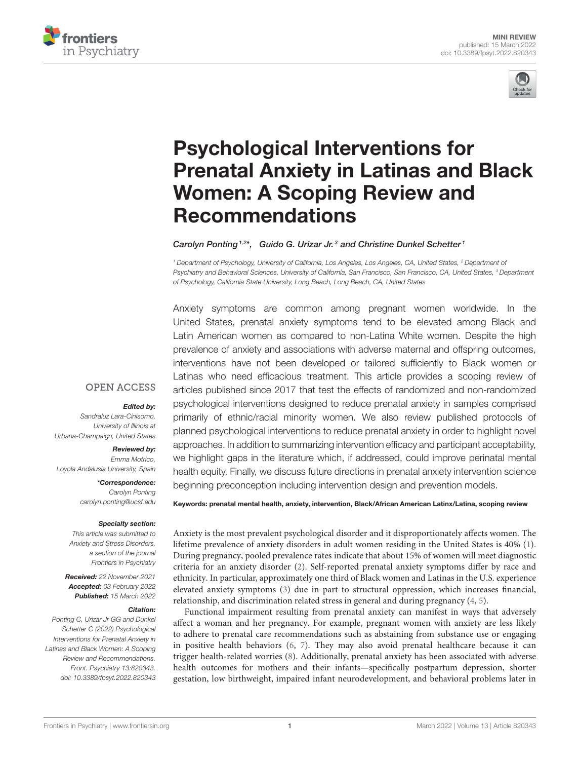MINI REVIEW
published: 15 March 2022
doi: 10.3389/fpsyt.2022.820343

# Psychological Interventions for Prenatal Anxiety in Latinas and Black Women: A Scoping Review and Recommendations

Carolyn Ponting[1,2]*, Guido G. Urizar Jr.[3] and Christine Dunkel Schetter[1]

[1] Department of Psychology, University of California, Los Angeles, Los Angeles, CA, United States, [2] Department of Psychiatry and Behavioral Sciences, University of California, San Francisco, San Francisco, CA, United States, [3] Department of Psychology, California State University, Long Beach, Long Beach, CA, United States

Anxiety symptoms are common among pregnant women worldwide. In the United States, prenatal anxiety symptoms tend to be elevated among Black and Latin American women as compared to non-Latina White women. Despite the high prevalence of anxiety and associations with adverse maternal and offspring outcomes, interventions have not been developed or tailored sufficiently to Black women or Latinas who need efficacious treatment. This article provides a scoping review of articles published since 2017 that test the effects of randomized and non-randomized psychological interventions designed to reduce prenatal anxiety in samples comprised primarily of ethnic/racial minority women. We also review published protocols of planned psychological interventions to reduce prenatal anxiety in order to highlight novel approaches. In addition to summarizing intervention efficacy and participant acceptability, we highlight gaps in the literature which, if addressed, could improve perinatal mental health equity. Finally, we discuss future directions in prenatal anxiety intervention science beginning preconception including intervention design and prevention models.

**Keywords: prenatal mental health, anxiety, intervention, Black/African American Latinx/Latina, scoping review**

OPEN ACCESS

***Edited by:***
*Sandraluz Lara-Cinisomo, University of Illinois at Urbana-Champaign, United States*

***Reviewed by:***
*Emma Motrico, Loyola Andalusia University, Spain*

***\*Correspondence:***
*Carolyn Ponting*
*carolyn.ponting@ucsf.edu*

***Specialty section:***
*This article was submitted to Anxiety and Stress Disorders, a section of the journal Frontiers in Psychiatry*

***Received:*** *22 November 2021*
***Accepted:*** *03 February 2022*
***Published:*** *15 March 2022*

***Citation:***
*Ponting C, Urizar Jr GG and Dunkel Schetter C (2022) Psychological Interventions for Prenatal Anxiety in Latinas and Black Women: A Scoping Review and Recommendations. Front. Psychiatry 13:820343. doi: 10.3389/fpsyt.2022.820343*

Anxiety is the most prevalent psychological disorder and it disproportionately affects women. The lifetime prevalence of anxiety disorders in adult women residing in the United States is 40% (1). During pregnancy, pooled prevalence rates indicate that about 15% of women will meet diagnostic criteria for an anxiety disorder (2). Self-reported prenatal anxiety symptoms differ by race and ethnicity. In particular, approximately one third of Black women and Latinas in the U.S. experience elevated anxiety symptoms (3) due in part to structural oppression, which increases financial, relationship, and discrimination related stress in general and during pregnancy (4, 5).

Functional impairment resulting from prenatal anxiety can manifest in ways that adversely affect a woman and her pregnancy. For example, pregnant women with anxiety are less likely to adhere to prenatal care recommendations such as abstaining from substance use or engaging in positive health behaviors (6, 7). They may also avoid prenatal healthcare because it can trigger health-related worries (8). Additionally, prenatal anxiety has been associated with adverse health outcomes for mothers and their infants—specifically postpartum depression, shorter gestation, low birthweight, impaired infant neurodevelopment, and behavioral problems later in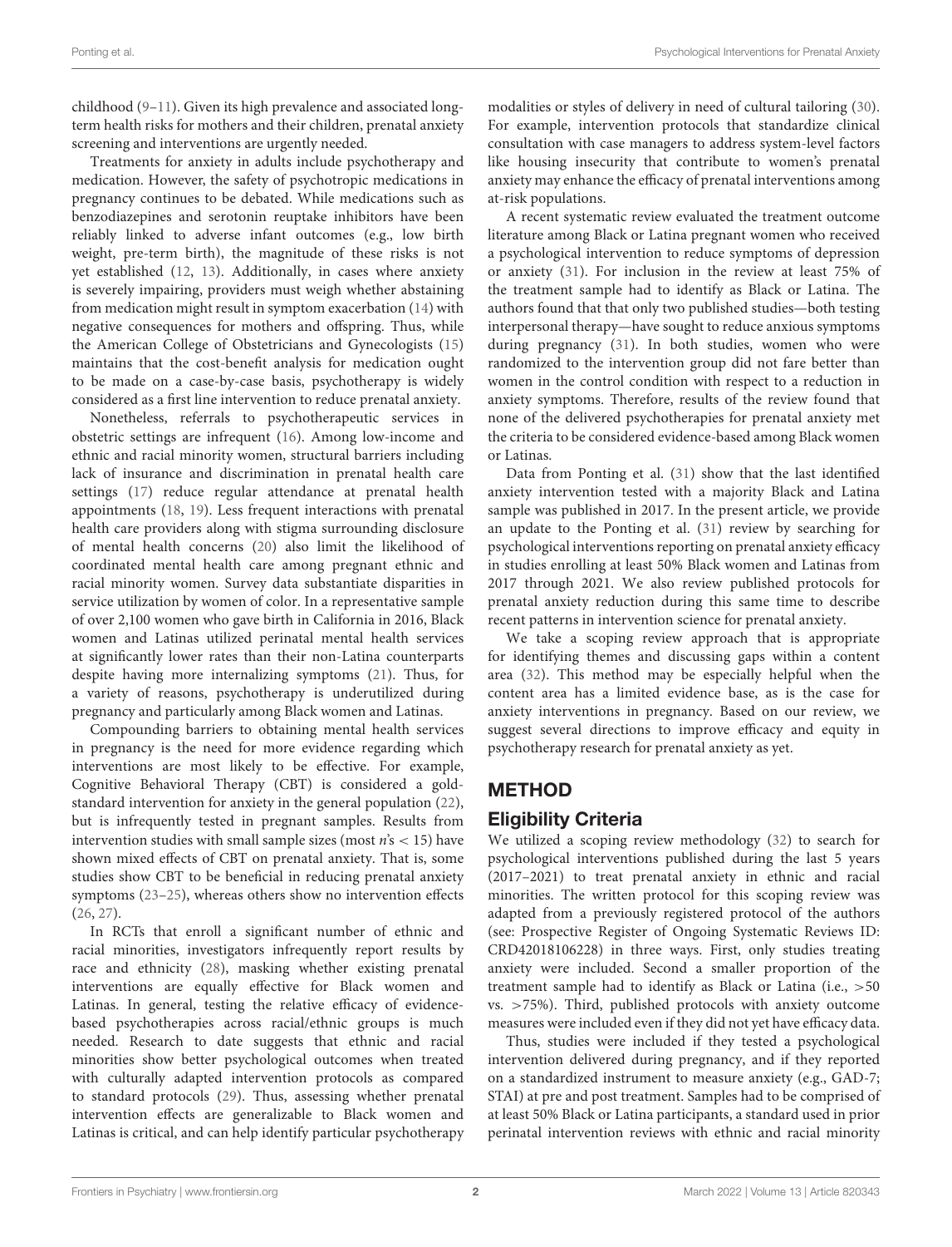childhood (9–11). Given its high prevalence and associated long-term health risks for mothers and their children, prenatal anxiety screening and interventions are urgently needed.

Treatments for anxiety in adults include psychotherapy and medication. However, the safety of psychotropic medications in pregnancy continues to be debated. While medications such as benzodiazepines and serotonin reuptake inhibitors have been reliably linked to adverse infant outcomes (e.g., low birth weight, pre-term birth), the magnitude of these risks is not yet established (12, 13). Additionally, in cases where anxiety is severely impairing, providers must weigh whether abstaining from medication might result in symptom exacerbation (14) with negative consequences for mothers and offspring. Thus, while the American College of Obstetricians and Gynecologists (15) maintains that the cost-benefit analysis for medication ought to be made on a case-by-case basis, psychotherapy is widely considered as a first line intervention to reduce prenatal anxiety.

Nonetheless, referrals to psychotherapeutic services in obstetric settings are infrequent (16). Among low-income and ethnic and racial minority women, structural barriers including lack of insurance and discrimination in prenatal health care settings (17) reduce regular attendance at prenatal health appointments (18, 19). Less frequent interactions with prenatal health care providers along with stigma surrounding disclosure of mental health concerns (20) also limit the likelihood of coordinated mental health care among pregnant ethnic and racial minority women. Survey data substantiate disparities in service utilization by women of color. In a representative sample of over 2,100 women who gave birth in California in 2016, Black women and Latinas utilized perinatal mental health services at significantly lower rates than their non-Latina counterparts despite having more internalizing symptoms (21). Thus, for a variety of reasons, psychotherapy is underutilized during pregnancy and particularly among Black women and Latinas.

Compounding barriers to obtaining mental health services in pregnancy is the need for more evidence regarding which interventions are most likely to be effective. For example, Cognitive Behavioral Therapy (CBT) is considered a gold-standard intervention for anxiety in the general population (22), but is infrequently tested in pregnant samples. Results from intervention studies with small sample sizes (most $n$'s < 15) have shown mixed effects of CBT on prenatal anxiety. That is, some studies show CBT to be beneficial in reducing prenatal anxiety symptoms (23–25), whereas others show no intervention effects (26, 27).

In RCTs that enroll a significant number of ethnic and racial minorities, investigators infrequently report results by race and ethnicity (28), masking whether existing prenatal interventions are equally effective for Black women and Latinas. In general, testing the relative efficacy of evidence-based psychotherapies across racial/ethnic groups is much needed. Research to date suggests that ethnic and racial minorities show better psychological outcomes when treated with culturally adapted intervention protocols as compared to standard protocols (29). Thus, assessing whether prenatal intervention effects are generalizable to Black women and Latinas is critical, and can help identify particular psychotherapy modalities or styles of delivery in need of cultural tailoring (30). For example, intervention protocols that standardize clinical consultation with case managers to address system-level factors like housing insecurity that contribute to women's prenatal anxiety may enhance the efficacy of prenatal interventions among at-risk populations.

A recent systematic review evaluated the treatment outcome literature among Black or Latina pregnant women who received a psychological intervention to reduce symptoms of depression or anxiety (31). For inclusion in the review at least 75% of the treatment sample had to identify as Black or Latina. The authors found that that only two published studies—both testing interpersonal therapy—have sought to reduce anxious symptoms during pregnancy (31). In both studies, women who were randomized to the intervention group did not fare better than women in the control condition with respect to a reduction in anxiety symptoms. Therefore, results of the review found that none of the delivered psychotherapies for prenatal anxiety met the criteria to be considered evidence-based among Black women or Latinas.

Data from Ponting et al. (31) show that the last identified anxiety intervention tested with a majority Black and Latina sample was published in 2017. In the present article, we provide an update to the Ponting et al. (31) review by searching for psychological interventions reporting on prenatal anxiety efficacy in studies enrolling at least 50% Black women and Latinas from 2017 through 2021. We also review published protocols for prenatal anxiety reduction during this same time to describe recent patterns in intervention science for prenatal anxiety.

We take a scoping review approach that is appropriate for identifying themes and discussing gaps within a content area (32). This method may be especially helpful when the content area has a limited evidence base, as is the case for anxiety interventions in pregnancy. Based on our review, we suggest several directions to improve efficacy and equity in psychotherapy research for prenatal anxiety as yet.

## METHOD

### Eligibility Criteria

We utilized a scoping review methodology (32) to search for psychological interventions published during the last 5 years (2017–2021) to treat prenatal anxiety in ethnic and racial minorities. The written protocol for this scoping review was adapted from a previously registered protocol of the authors (see: Prospective Register of Ongoing Systematic Reviews ID: CRD42018106228) in three ways. First, only studies treating anxiety were included. Second a smaller proportion of the treatment sample had to identify as Black or Latina (i.e., >50 vs. >75%). Third, published protocols with anxiety outcome measures were included even if they did not yet have efficacy data.

Thus, studies were included if they tested a psychological intervention delivered during pregnancy, and if they reported on a standardized instrument to measure anxiety (e.g., GAD-7; STAI) at pre and post treatment. Samples had to be comprised of at least 50% Black or Latina participants, a standard used in prior perinatal intervention reviews with ethnic and racial minority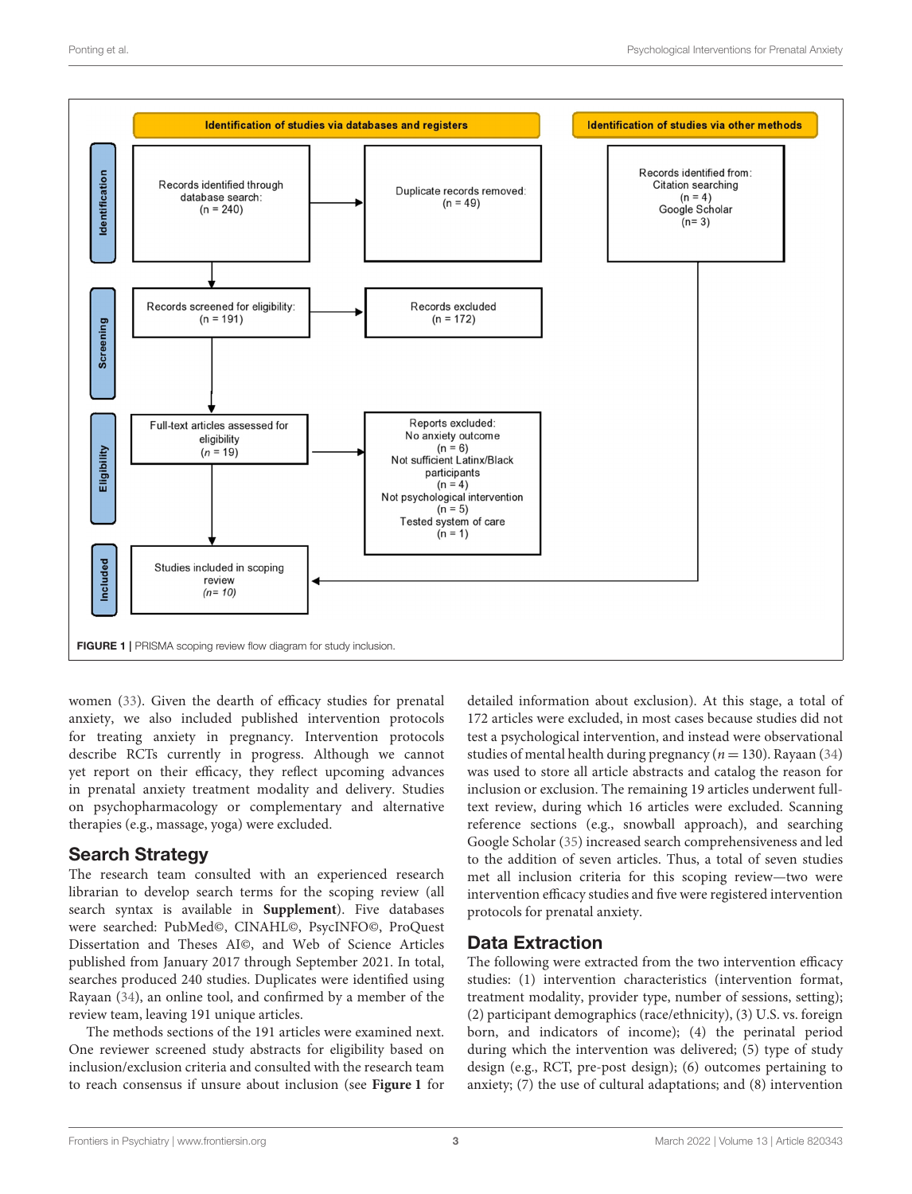Identification of studies via databases and registers

Identification of studies via other methods

Identification

Records identified through database search: (n = 240)

Duplicate records removed: (n = 49)

Records identified from: Citation searching (n = 4) Google Scholar (n= 3)

Screening

Records screened for eligibility: (n = 191)

Records excluded (n = 172)

Eligibility

Full-text articles assessed for eligibility (*n* = 19)

Reports excluded: No anxiety outcome (n = 6) Not sufficient Latinx/Black participants (n = 4) Not psychological intervention (n = 5) Tested system of care (n = 1)

Included

Studies included in scoping review (*n= 10*)

**FIGURE 1** | PRISMA scoping review flow diagram for study inclusion.

women (33). Given the dearth of efficacy studies for prenatal anxiety, we also included published intervention protocols for treating anxiety in pregnancy. Intervention protocols describe RCTs currently in progress. Although we cannot yet report on their efficacy, they reflect upcoming advances in prenatal anxiety treatment modality and delivery. Studies on psychopharmacology or complementary and alternative therapies (e.g., massage, yoga) were excluded.

## Search Strategy

The research team consulted with an experienced research librarian to develop search terms for the scoping review (all search syntax is available in **Supplement**). Five databases were searched: PubMed©, CINAHL©, PsycINFO©, ProQuest Dissertation and Theses AI©, and Web of Science Articles published from January 2017 through September 2021. In total, searches produced 240 studies. Duplicates were identified using Rayaan (34), an online tool, and confirmed by a member of the review team, leaving 191 unique articles.

The methods sections of the 191 articles were examined next. One reviewer screened study abstracts for eligibility based on inclusion/exclusion criteria and consulted with the research team to reach consensus if unsure about inclusion (see **Figure 1** for detailed information about exclusion). At this stage, a total of 172 articles were excluded, in most cases because studies did not test a psychological intervention, and instead were observational studies of mental health during pregnancy ($n = 130$). Rayaan (34) was used to store all article abstracts and catalog the reason for inclusion or exclusion. The remaining 19 articles underwent full-text review, during which 16 articles were excluded. Scanning reference sections (e.g., snowball approach), and searching Google Scholar (35) increased search comprehensiveness and led to the addition of seven articles. Thus, a total of seven studies met all inclusion criteria for this scoping review—two were intervention efficacy studies and five were registered intervention protocols for prenatal anxiety.

## Data Extraction

The following were extracted from the two intervention efficacy studies: (1) intervention characteristics (intervention format, treatment modality, provider type, number of sessions, setting); (2) participant demographics (race/ethnicity), (3) U.S. vs. foreign born, and indicators of income); (4) the perinatal period during which the intervention was delivered; (5) type of study design (e.g., RCT, pre-post design); (6) outcomes pertaining to anxiety; (7) the use of cultural adaptations; and (8) intervention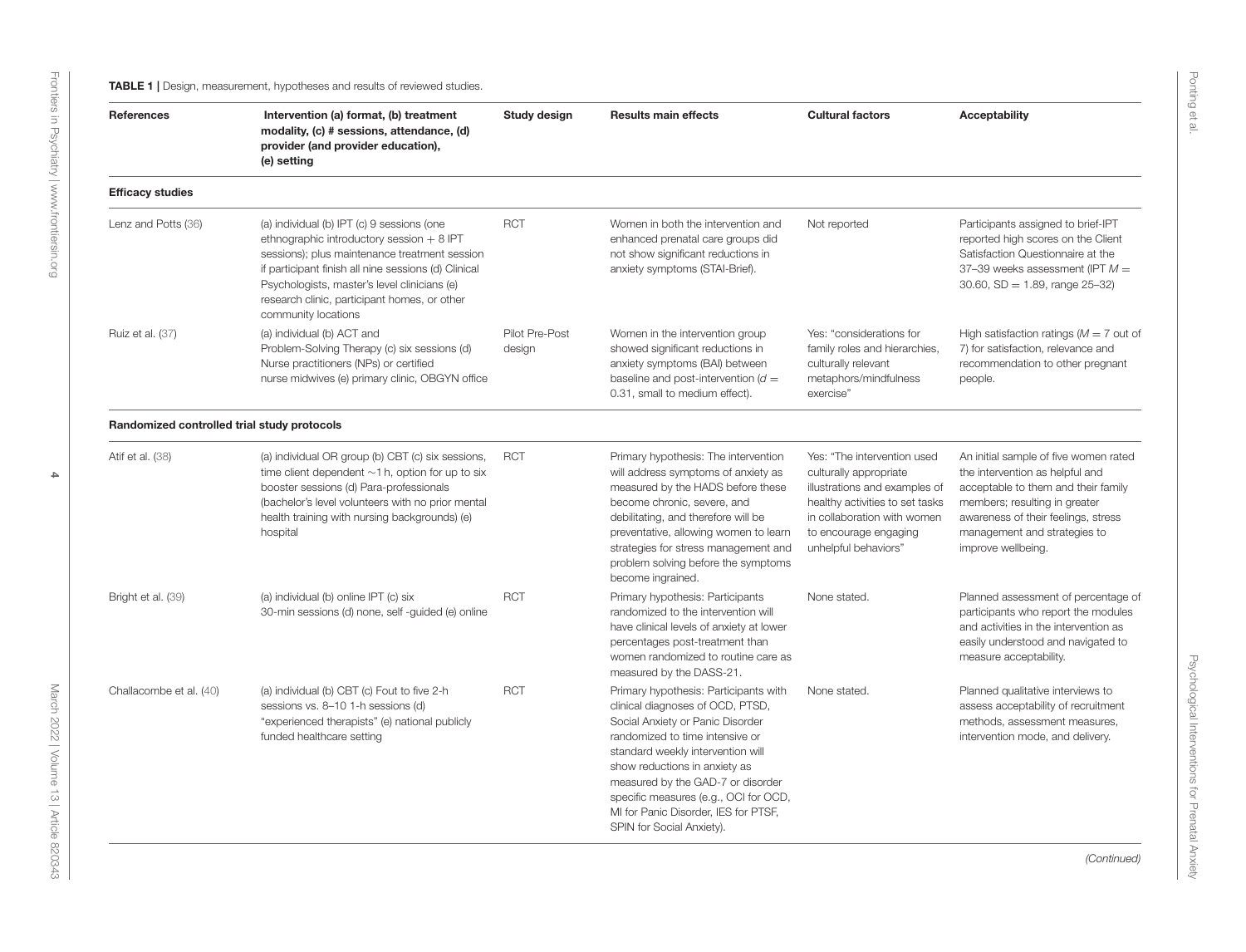**TABLE 1 |** Design, measurement, hypotheses and results of reviewed studies.

| References | Intervention (a) format, (b) treatment modality, (c) # sessions, attendance, (d) provider (and provider education), (e) setting | Study design | Results main effects | Cultural factors | Acceptability |
|---|---|---|---|---|---|
| **Efficacy studies** | | | | | |
| Lenz and Potts (36) | (a) individual (b) IPT (c) 9 sessions (one ethnographic introductory session + 8 IPT sessions); plus maintenance treatment session if participant finish all nine sessions (d) Clinical Psychologists, master's level clinicians (e) research clinic, participant homes, or other community locations | RCT | Women in both the intervention and enhanced prenatal care groups did not show significant reductions in anxiety symptoms (STAI-Brief). | Not reported | Participants assigned to brief-IPT reported high scores on the Client Satisfaction Questionnaire at the 37–39 weeks assessment (IPT $M = 30.60$, $SD = 1.89$, range 25–32) |
| Ruiz et al. (37) | (a) individual (b) ACT and Problem-Solving Therapy (c) six sessions (d) Nurse practitioners (NPs) or certified nurse midwives (e) primary clinic, OBGYN office | Pilot Pre-Post design | Women in the intervention group showed significant reductions in anxiety symptoms (BAI) between baseline and post-intervention ($d = 0.31$, small to medium effect). | Yes: "considerations for family roles and hierarchies, culturally relevant metaphors/mindfulness exercise" | High satisfaction ratings ($M = 7$ out of 7) for satisfaction, relevance and recommendation to other pregnant people. |
| **Randomized controlled trial study protocols** | | | | | |
| Atif et al. (38) | (a) individual OR group (b) CBT (c) six sessions, time client dependent ~1 h, option for up to six booster sessions (d) Para-professionals (bachelor's level volunteers with no prior mental health training with nursing backgrounds) (e) hospital | RCT | Primary hypothesis: The intervention will address symptoms of anxiety as measured by the HADS before these become chronic, severe, and debilitating, and therefore will be preventative, allowing women to learn strategies for stress management and problem solving before the symptoms become ingrained. | Yes: "The intervention used culturally appropriate illustrations and examples of healthy activities to set tasks in collaboration with women to encourage engaging unhelpful behaviors" | An initial sample of five women rated the intervention as helpful and acceptable to them and their family members; resulting in greater awareness of their feelings, stress management and strategies to improve wellbeing. |
| Bright et al. (39) | (a) individual (b) online IPT (c) six 30-min sessions (d) none, self -guided (e) online | RCT | Primary hypothesis: Participants randomized to the intervention will have clinical levels of anxiety at lower percentages post-treatment than women randomized to routine care as measured by the DASS-21. | None stated. | Planned assessment of percentage of participants who report the modules and activities in the intervention as easily understood and navigated to measure acceptability. |
| Challacombe et al. (40) | (a) individual (b) CBT (c) Fout to five 2-h sessions vs. 8–10 1-h sessions (d) "experienced therapists" (e) national publicly funded healthcare setting | RCT | Primary hypothesis: Participants with clinical diagnoses of OCD, PTSD, Social Anxiety or Panic Disorder randomized to time intensive or standard weekly intervention will show reductions in anxiety as measured by the GAD-7 or disorder specific measures (e.g., OCI for OCD, MI for Panic Disorder, IES for PTSF, SPIN for Social Anxiety). | None stated. | Planned qualitative interviews to assess acceptability of recruitment methods, assessment measures, intervention mode, and delivery. |

*(Continued)*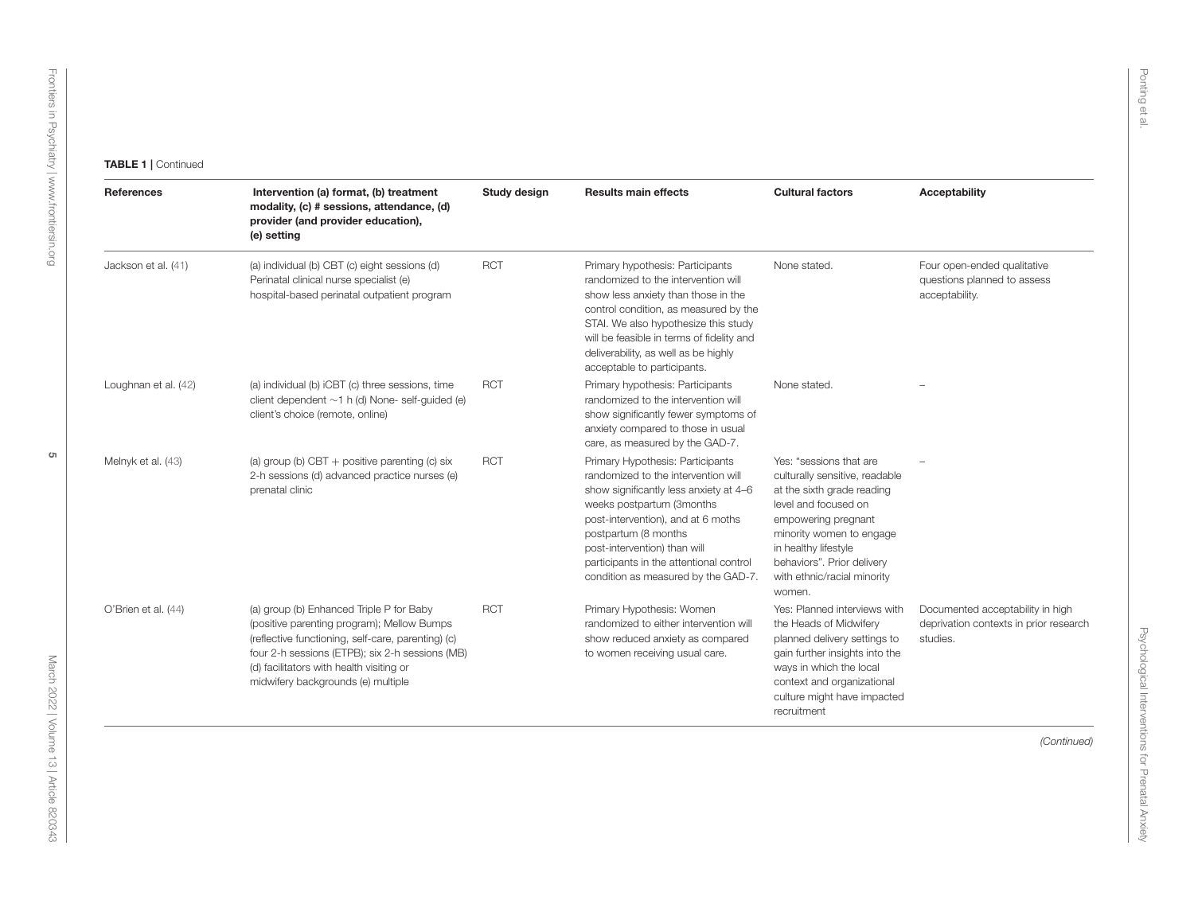**TABLE 1 |** Continued

| References | Intervention (a) format, (b) treatment modality, (c) # sessions, attendance, (d) provider (and provider education), (e) setting | Study design | Results main effects | Cultural factors | Acceptability |
|---|---|---|---|---|---|
| Jackson et al. (41) | (a) individual (b) CBT (c) eight sessions (d) Perinatal clinical nurse specialist (e) hospital-based perinatal outpatient program | RCT | Primary hypothesis: Participants randomized to the intervention will show less anxiety than those in the control condition, as measured by the STAI. We also hypothesize this study will be feasible in terms of fidelity and deliverability, as well as be highly acceptable to participants. | None stated. | Four open-ended qualitative questions planned to assess acceptability. |
| Loughnan et al. (42) | (a) individual (b) iCBT (c) three sessions, time client dependent ∼1 h (d) None- self-guided (e) client's choice (remote, online) | RCT | Primary hypothesis: Participants randomized to the intervention will show significantly fewer symptoms of anxiety compared to those in usual care, as measured by the GAD-7. | None stated. | – |
| Melnyk et al. (43) | (a) group (b) CBT + positive parenting (c) six 2-h sessions (d) advanced practice nurses (e) prenatal clinic | RCT | Primary Hypothesis: Participants randomized to the intervention will show significantly less anxiety at 4–6 weeks postpartum (3months post-intervention), and at 6 moths postpartum (8 months post-intervention) than will participants in the attentional control condition as measured by the GAD-7. | Yes: "sessions that are culturally sensitive, readable at the sixth grade reading level and focused on empowering pregnant minority women to engage in healthy lifestyle behaviors". Prior delivery with ethnic/racial minority women. | – |
| O'Brien et al. (44) | (a) group (b) Enhanced Triple P for Baby (positive parenting program); Mellow Bumps (reflective functioning, self-care, parenting) (c) four 2-h sessions (ETPB); six 2-h sessions (MB) (d) facilitators with health visiting or midwifery backgrounds (e) multiple | RCT | Primary Hypothesis: Women randomized to either intervention will show reduced anxiety as compared to women receiving usual care. | Yes: Planned interviews with the Heads of Midwifery planned delivery settings to gain further insights into the ways in which the local context and organizational culture might have impacted recruitment | Documented acceptability in high deprivation contexts in prior research studies. |

*(Continued)*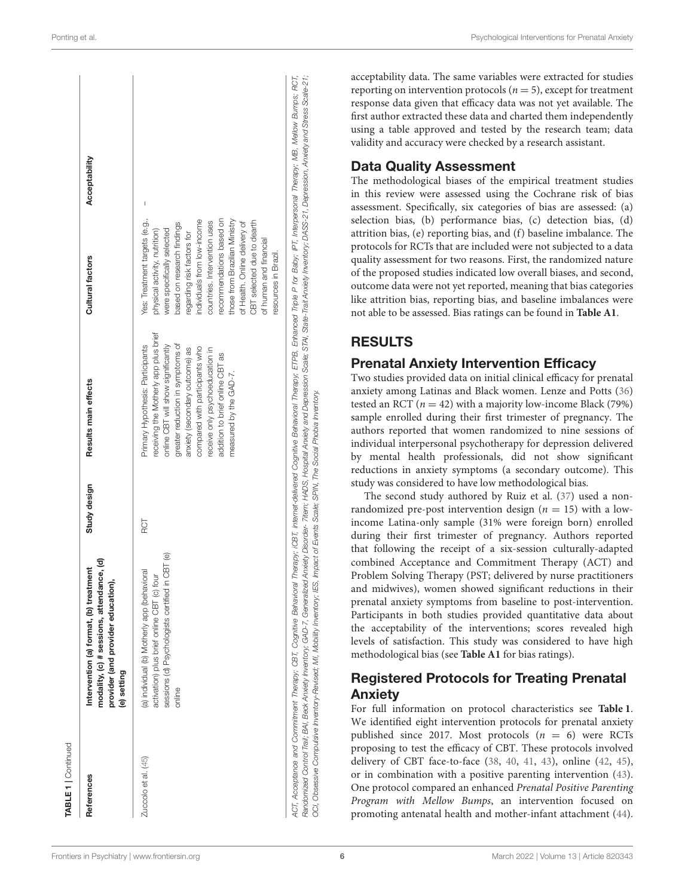**TABLE 1** | Continued

| References | Intervention (a) format, (b) treatment modality, (c) # sessions, attendance, (d) provider (and provider education), (e) setting | Study design | Results main effects | Cultural factors | Acceptability |
|---|---|---|---|---|---|
| Zuccolo et al. (45) | (a) individual (b) Motherly app (behavioral activation) plus brief online CBT (c) four sessions (d) Psychologists certified in CBT (e) online | RCT | Primary Hypothesis: Participants receiving the Motherly app plus brief online CBT will show significantly greater reduction in symptoms of anxiety (secondary outcome) as compared with participants who receive only psychoeducation in addition to brief online CBT as measured by the GAD-7. | Yes: Treatment targets (e.g., physical activity, nutrition) were specifically selected based on research findings regarding risk factors for individuals from low-income countries. Intervention uses recommendations based on those from Brazilian Ministry of Health. Online delivery of CBT selected due to dearth of human and financial resources in Brazil. | – |

ACT, Acceptance and Commitment Therapy; CBT, Cognitive Behavioral Therapy; iCBT, internet-delivered Cognitive Behavioral Therapy; ETPB, Enhanced Triple P for Baby; IPT, Interpersonal Therapy; MB, Mellow Bumps; RCT, Randomized Control Trail; BAI, Beck Anxiety Inventory; GAD-7, Generalized Anxiety Disorder- 7item; HADS, Hospital Anxiety and Depression Scale; STAI, State-Trait Anxiety Inventory; DASS-21, Depression, Anxiety and Stress Scale-21; OCI, Obsessive Compulsive Inventory-Revised; MI, Mobility Inventory; IES, Impact of Events Scale; SPIN, The Social Probia Inventory.

acceptability data. The same variables were extracted for studies reporting on intervention protocols ($n = 5$), except for treatment response data given that efficacy data was not yet available. The first author extracted these data and charted them independently using a table approved and tested by the research team; data validity and accuracy were checked by a research assistant.

## Data Quality Assessment

The methodological biases of the empirical treatment studies in this review were assessed using the Cochrane risk of bias assessment. Specifically, six categories of bias are assessed: (a) selection bias, (b) performance bias, (c) detection bias, (d) attrition bias, (e) reporting bias, and (f) baseline imbalance. The protocols for RCTs that are included were not subjected to a data quality assessment for two reasons. First, the randomized nature of the proposed studies indicated low overall biases, and second, outcome data were not yet reported, meaning that bias categories like attrition bias, reporting bias, and baseline imbalances were not able to be assessed. Bias ratings can be found in **Table A1**.

# RESULTS

## Prenatal Anxiety Intervention Efficacy

Two studies provided data on initial clinical efficacy for prenatal anxiety among Latinas and Black women. Lenze and Potts (36) tested an RCT ($n = 42$) with a majority low-income Black (79%) sample enrolled during their first trimester of pregnancy. The authors reported that women randomized to nine sessions of individual interpersonal psychotherapy for depression delivered by mental health professionals, did not show significant reductions in anxiety symptoms (a secondary outcome). This study was considered to have low methodological bias.

The second study authored by Ruiz et al. (37) used a non-randomized pre-post intervention design ($n = 15$) with a low-income Latina-only sample (31% were foreign born) enrolled during their first trimester of pregnancy. Authors reported that following the receipt of a six-session culturally-adapted combined Acceptance and Commitment Therapy (ACT) and Problem Solving Therapy (PST; delivered by nurse practitioners and midwives), women showed significant reductions in their prenatal anxiety symptoms from baseline to post-intervention. Participants in both studies provided quantitative data about the acceptability of the interventions; scores revealed high levels of satisfaction. This study was considered to have high methodological bias (see **Table A1** for bias ratings).

## Registered Protocols for Treating Prenatal Anxiety

For full information on protocol characteristics see **Table 1**. We identified eight intervention protocols for prenatal anxiety published since 2017. Most protocols ($n = 6$) were RCTs proposing to test the efficacy of CBT. These protocols involved delivery of CBT face-to-face (38, 40, 41, 43), online (42, 45), or in combination with a positive parenting intervention (43). One protocol compared an enhanced *Prenatal Positive Parenting Program with Mellow Bumps*, an intervention focused on promoting antenatal health and mother-infant attachment (44).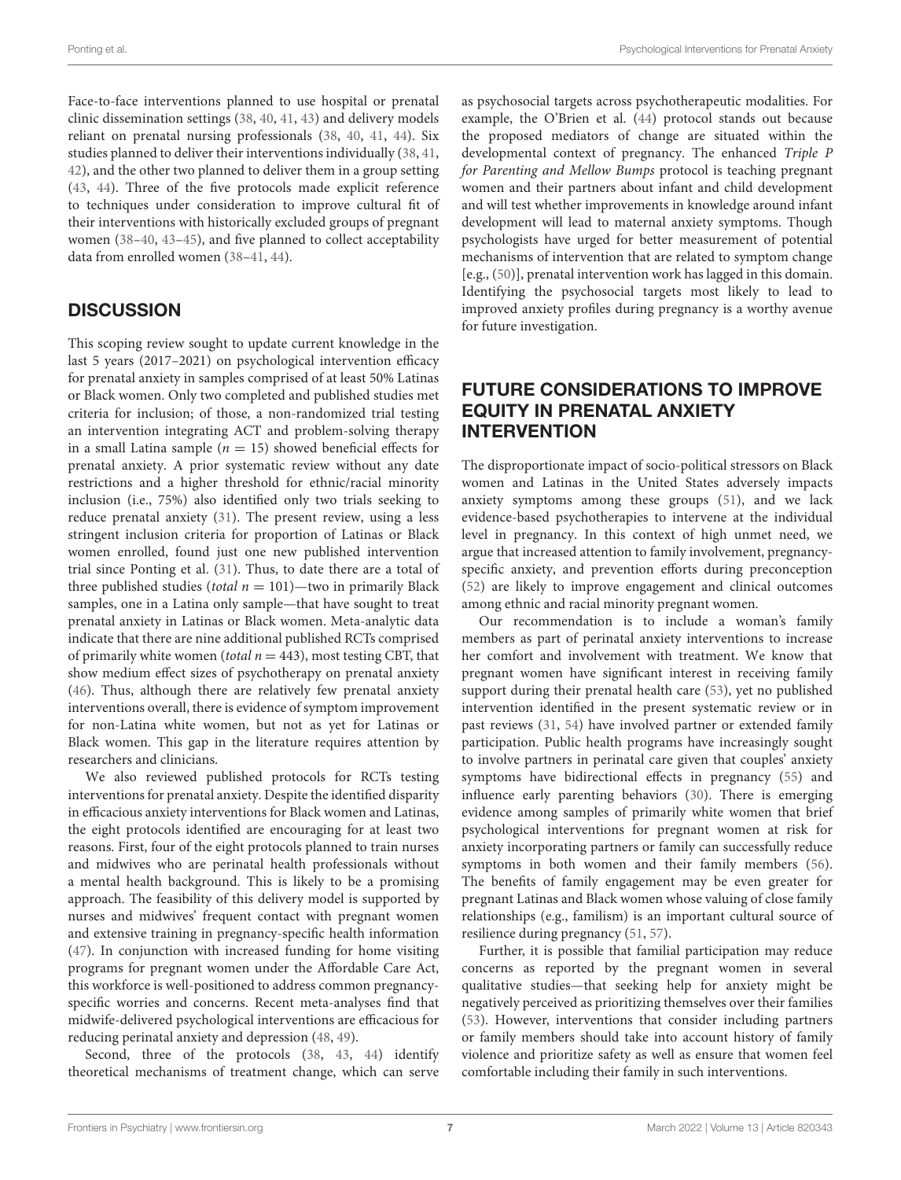Face-to-face interventions planned to use hospital or prenatal clinic dissemination settings (38, 40, 41, 43) and delivery models reliant on prenatal nursing professionals (38, 40, 41, 44). Six studies planned to deliver their interventions individually (38, 41, 42), and the other two planned to deliver them in a group setting (43, 44). Three of the five protocols made explicit reference to techniques under consideration to improve cultural fit of their interventions with historically excluded groups of pregnant women (38–40, 43–45), and five planned to collect acceptability data from enrolled women (38–41, 44).

## DISCUSSION

This scoping review sought to update current knowledge in the last 5 years (2017–2021) on psychological intervention efficacy for prenatal anxiety in samples comprised of at least 50% Latinas or Black women. Only two completed and published studies met criteria for inclusion; of those, a non-randomized trial testing an intervention integrating ACT and problem-solving therapy in a small Latina sample ($n = 15$) showed beneficial effects for prenatal anxiety. A prior systematic review without any date restrictions and a higher threshold for ethnic/racial minority inclusion (i.e., 75%) also identified only two trials seeking to reduce prenatal anxiety (31). The present review, using a less stringent inclusion criteria for proportion of Latinas or Black women enrolled, found just one new published intervention trial since Ponting et al. (31). Thus, to date there are a total of three published studies (*total* $n = 101$)—two in primarily Black samples, one in a Latina only sample—that have sought to treat prenatal anxiety in Latinas or Black women. Meta-analytic data indicate that there are nine additional published RCTs comprised of primarily white women (*total* $n = 443$), most testing CBT, that show medium effect sizes of psychotherapy on prenatal anxiety (46). Thus, although there are relatively few prenatal anxiety interventions overall, there is evidence of symptom improvement for non-Latina white women, but not as yet for Latinas or Black women. This gap in the literature requires attention by researchers and clinicians.

We also reviewed published protocols for RCTs testing interventions for prenatal anxiety. Despite the identified disparity in efficacious anxiety interventions for Black women and Latinas, the eight protocols identified are encouraging for at least two reasons. First, four of the eight protocols planned to train nurses and midwives who are perinatal health professionals without a mental health background. This is likely to be a promising approach. The feasibility of this delivery model is supported by nurses and midwives' frequent contact with pregnant women and extensive training in pregnancy-specific health information (47). In conjunction with increased funding for home visiting programs for pregnant women under the Affordable Care Act, this workforce is well-positioned to address common pregnancy-specific worries and concerns. Recent meta-analyses find that midwife-delivered psychological interventions are efficacious for reducing perinatal anxiety and depression (48, 49).

Second, three of the protocols (38, 43, 44) identify theoretical mechanisms of treatment change, which can serve as psychosocial targets across psychotherapeutic modalities. For example, the O'Brien et al. (44) protocol stands out because the proposed mediators of change are situated within the developmental context of pregnancy. The enhanced *Triple P for Parenting and Mellow Bumps* protocol is teaching pregnant women and their partners about infant and child development and will test whether improvements in knowledge around infant development will lead to maternal anxiety symptoms. Though psychologists have urged for better measurement of potential mechanisms of intervention that are related to symptom change [e.g., (50)], prenatal intervention work has lagged in this domain. Identifying the psychosocial targets most likely to lead to improved anxiety profiles during pregnancy is a worthy avenue for future investigation.

## FUTURE CONSIDERATIONS TO IMPROVE EQUITY IN PRENATAL ANXIETY INTERVENTION

The disproportionate impact of socio-political stressors on Black women and Latinas in the United States adversely impacts anxiety symptoms among these groups (51), and we lack evidence-based psychotherapies to intervene at the individual level in pregnancy. In this context of high unmet need, we argue that increased attention to family involvement, pregnancy-specific anxiety, and prevention efforts during preconception (52) are likely to improve engagement and clinical outcomes among ethnic and racial minority pregnant women.

Our recommendation is to include a woman's family members as part of perinatal anxiety interventions to increase her comfort and involvement with treatment. We know that pregnant women have significant interest in receiving family support during their prenatal health care (53), yet no published intervention identified in the present systematic review or in past reviews (31, 54) have involved partner or extended family participation. Public health programs have increasingly sought to involve partners in perinatal care given that couples' anxiety symptoms have bidirectional effects in pregnancy (55) and influence early parenting behaviors (30). There is emerging evidence among samples of primarily white women that brief psychological interventions for pregnant women at risk for anxiety incorporating partners or family can successfully reduce symptoms in both women and their family members (56). The benefits of family engagement may be even greater for pregnant Latinas and Black women whose valuing of close family relationships (e.g., familism) is an important cultural source of resilience during pregnancy (51, 57).

Further, it is possible that familial participation may reduce concerns as reported by the pregnant women in several qualitative studies—that seeking help for anxiety might be negatively perceived as prioritizing themselves over their families (53). However, interventions that consider including partners or family members should take into account history of family violence and prioritize safety as well as ensure that women feel comfortable including their family in such interventions.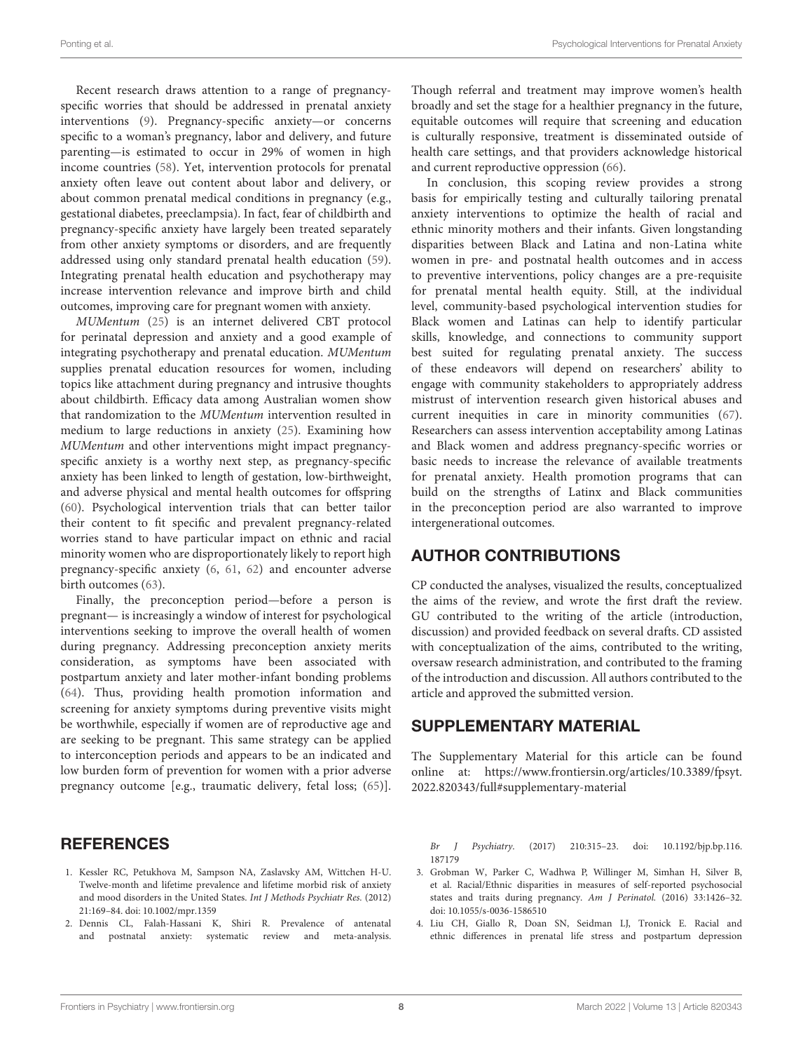Recent research draws attention to a range of pregnancy-specific worries that should be addressed in prenatal anxiety interventions (9). Pregnancy-specific anxiety—or concerns specific to a woman's pregnancy, labor and delivery, and future parenting—is estimated to occur in 29% of women in high income countries (58). Yet, intervention protocols for prenatal anxiety often leave out content about labor and delivery, or about common prenatal medical conditions in pregnancy (e.g., gestational diabetes, preeclampsia). In fact, fear of childbirth and pregnancy-specific anxiety have largely been treated separately from other anxiety symptoms or disorders, and are frequently addressed using only standard prenatal health education (59). Integrating prenatal health education and psychotherapy may increase intervention relevance and improve birth and child outcomes, improving care for pregnant women with anxiety.

*MUMentum* (25) is an internet delivered CBT protocol for perinatal depression and anxiety and a good example of integrating psychotherapy and prenatal education. *MUMentum* supplies prenatal education resources for women, including topics like attachment during pregnancy and intrusive thoughts about childbirth. Efficacy data among Australian women show that randomization to the *MUMentum* intervention resulted in medium to large reductions in anxiety (25). Examining how *MUMentum* and other interventions might impact pregnancy-specific anxiety is a worthy next step, as pregnancy-specific anxiety has been linked to length of gestation, low-birthweight, and adverse physical and mental health outcomes for offspring (60). Psychological intervention trials that can better tailor their content to fit specific and prevalent pregnancy-related worries stand to have particular impact on ethnic and racial minority women who are disproportionately likely to report high pregnancy-specific anxiety (6, 61, 62) and encounter adverse birth outcomes (63).

Finally, the preconception period—before a person is pregnant— is increasingly a window of interest for psychological interventions seeking to improve the overall health of women during pregnancy. Addressing preconception anxiety merits consideration, as symptoms have been associated with postpartum anxiety and later mother-infant bonding problems (64). Thus, providing health promotion information and screening for anxiety symptoms during preventive visits might be worthwhile, especially if women are of reproductive age and are seeking to be pregnant. This same strategy can be applied to interconception periods and appears to be an indicated and low burden form of prevention for women with a prior adverse pregnancy outcome [e.g., traumatic delivery, fetal loss; (65)]. Though referral and treatment may improve women's health broadly and set the stage for a healthier pregnancy in the future, equitable outcomes will require that screening and education is culturally responsive, treatment is disseminated outside of health care settings, and that providers acknowledge historical and current reproductive oppression (66).

In conclusion, this scoping review provides a strong basis for empirically testing and culturally tailoring prenatal anxiety interventions to optimize the health of racial and ethnic minority mothers and their infants. Given longstanding disparities between Black and Latina and non-Latina white women in pre- and postnatal health outcomes and in access to preventive interventions, policy changes are a pre-requisite for prenatal mental health equity. Still, at the individual level, community-based psychological intervention studies for Black women and Latinas can help to identify particular skills, knowledge, and connections to community support best suited for regulating prenatal anxiety. The success of these endeavors will depend on researchers' ability to engage with community stakeholders to appropriately address mistrust of intervention research given historical abuses and current inequities in care in minority communities (67). Researchers can assess intervention acceptability among Latinas and Black women and address pregnancy-specific worries or basic needs to increase the relevance of available treatments for prenatal anxiety. Health promotion programs that can build on the strengths of Latinx and Black communities in the preconception period are also warranted to improve intergenerational outcomes.

## AUTHOR CONTRIBUTIONS

CP conducted the analyses, visualized the results, conceptualized the aims of the review, and wrote the first draft the review. GU contributed to the writing of the article (introduction, discussion) and provided feedback on several drafts. CD assisted with conceptualization of the aims, contributed to the writing, oversaw research administration, and contributed to the framing of the introduction and discussion. All authors contributed to the article and approved the submitted version.

## SUPPLEMENTARY MATERIAL

The Supplementary Material for this article can be found online at: https://www.frontiersin.org/articles/10.3389/fpsyt.2022.820343/full#supplementary-material

## REFERENCES

1. Kessler RC, Petukhova M, Sampson NA, Zaslavsky AM, Wittchen H-U. Twelve-month and lifetime prevalence and lifetime morbid risk of anxiety and mood disorders in the United States. *Int J Methods Psychiatr Res.* (2012) 21:169–84. doi: 10.1002/mpr.1359
2. Dennis CL, Falah-Hassani K, Shiri R. Prevalence of antenatal and postnatal anxiety: systematic review and meta-analysis. *Br J Psychiatry.* (2017) 210:315–23. doi: 10.1192/bjp.bp.116.187179
3. Grobman W, Parker C, Wadhwa P, Willinger M, Simhan H, Silver B, et al. Racial/Ethnic disparities in measures of self-reported psychosocial states and traits during pregnancy. *Am J Perinatol.* (2016) 33:1426–32. doi: 10.1055/s-0036-1586510
4. Liu CH, Giallo R, Doan SN, Seidman LJ, Tronick E. Racial and ethnic differences in prenatal life stress and postpartum depression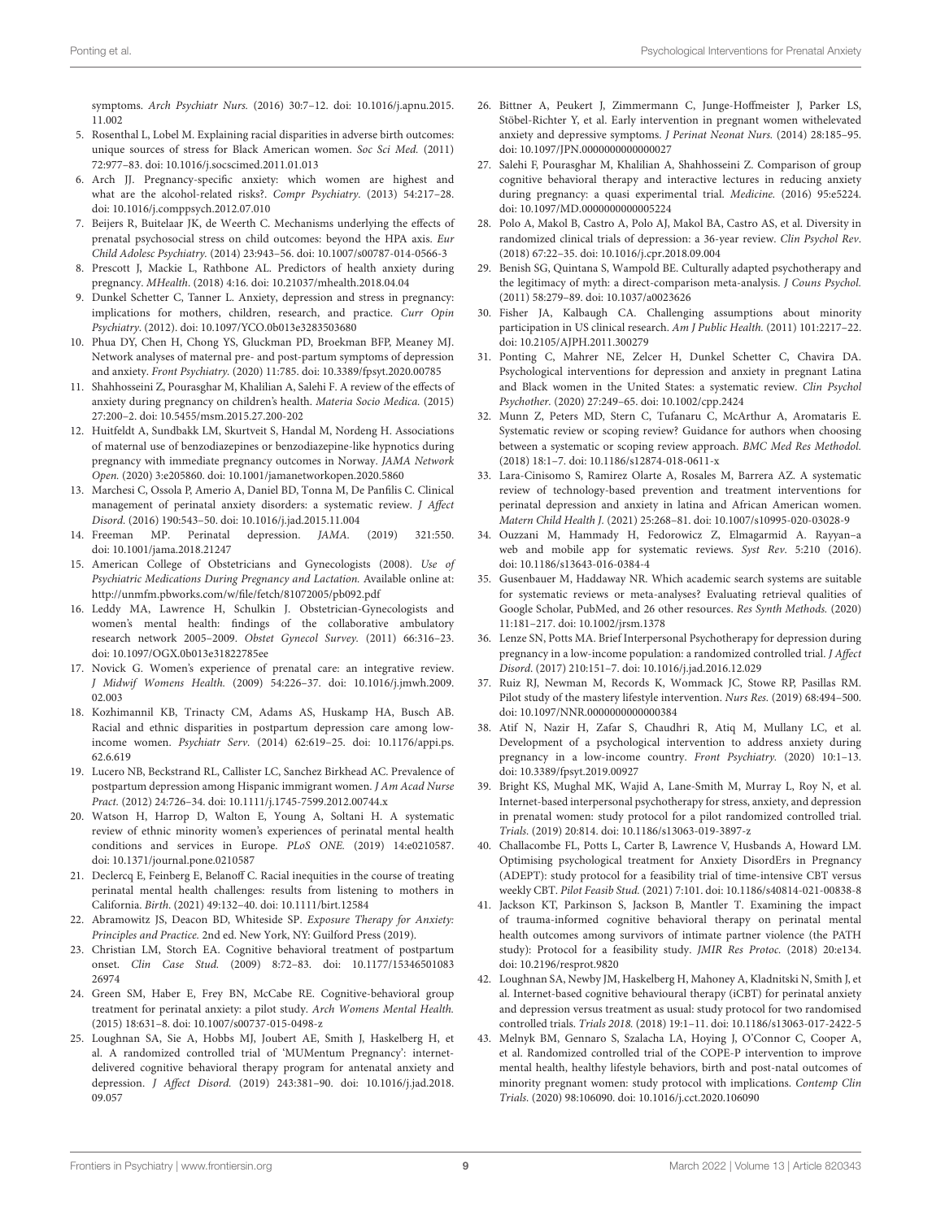symptoms. *Arch Psychiatr Nurs.* (2016) 30:7–12. doi: 10.1016/j.apnu.2015.11.002

5. Rosenthal L, Lobel M. Explaining racial disparities in adverse birth outcomes: unique sources of stress for Black American women. *Soc Sci Med.* (2011) 72:977–83. doi: 10.1016/j.socscimed.2011.01.013
6. Arch JJ. Pregnancy-specific anxiety: which women are highest and what are the alcohol-related risks?. *Compr Psychiatry.* (2013) 54:217–28. doi: 10.1016/j.comppsych.2012.07.010
7. Beijers R, Buitelaar JK, de Weerth C. Mechanisms underlying the effects of prenatal psychosocial stress on child outcomes: beyond the HPA axis. *Eur Child Adolesc Psychiatry.* (2014) 23:943–56. doi: 10.1007/s00787-014-0566-3
8. Prescott J, Mackie L, Rathbone AL. Predictors of health anxiety during pregnancy. *MHealth*. (2018) 4:16. doi: 10.21037/mhealth.2018.04.04
9. Dunkel Schetter C, Tanner L. Anxiety, depression and stress in pregnancy: implications for mothers, children, research, and practice. *Curr Opin Psychiatry*. (2012). doi: 10.1097/YCO.0b013e3283503680
10. Phua DY, Chen H, Chong YS, Gluckman PD, Broekman BFP, Meaney MJ. Network analyses of maternal pre- and post-partum symptoms of depression and anxiety. *Front Psychiatry.* (2020) 11:785. doi: 10.3389/fpsyt.2020.00785
11. Shahhosseini Z, Pourasghar M, Khalilian A, Salehi F. A review of the effects of anxiety during pregnancy on children's health. *Materia Socio Medica.* (2015) 27:200–2. doi: 10.5455/msm.2015.27.200-202
12. Huitfeldt A, Sundbakk LM, Skurtveit S, Handal M, Nordeng H. Associations of maternal use of benzodiazepines or benzodiazepine-like hypnotics during pregnancy with immediate pregnancy outcomes in Norway. *JAMA Network Open.* (2020) 3:e205860. doi: 10.1001/jamanetworkopen.2020.5860
13. Marchesi C, Ossola P, Amerio A, Daniel BD, Tonna M, De Panfilis C. Clinical management of perinatal anxiety disorders: a systematic review. *J Affect Disord*. (2016) 190:543–50. doi: 10.1016/j.jad.2015.11.004
14. Freeman MP. Perinatal depression. *JAMA.* (2019) 321:550. doi: 10.1001/jama.2018.21247
15. American College of Obstetricians and Gynecologists (2008). *Use of Psychiatric Medications During Pregnancy and Lactation.* Available online at: http://unmfm.pbworks.com/w/file/fetch/81072005/pb092.pdf
16. Leddy MA, Lawrence H, Schulkin J. Obstetrician-Gynecologists and women's mental health: findings of the collaborative ambulatory research network 2005–2009. *Obstet Gynecol Survey.* (2011) 66:316–23. doi: 10.1097/OGX.0b013e31822785ee
17. Novick G. Women's experience of prenatal care: an integrative review. *J Midwif Womens Health.* (2009) 54:226–37. doi: 10.1016/j.jmwh.2009.02.003
18. Kozhimannil KB, Trinacty CM, Adams AS, Huskamp HA, Busch AB. Racial and ethnic disparities in postpartum depression care among low-income women. *Psychiatr Serv*. (2014) 62:619–25. doi: 10.1176/appi.ps.62.6.619
19. Lucero NB, Beckstrand RL, Callister LC, Sanchez Birkhead AC. Prevalence of postpartum depression among Hispanic immigrant women. *J Am Acad Nurse Pract.* (2012) 24:726–34. doi: 10.1111/j.1745-7599.2012.00744.x
20. Watson H, Harrop D, Walton E, Young A, Soltani H. A systematic review of ethnic minority women's experiences of perinatal mental health conditions and services in Europe. *PLoS ONE.* (2019) 14:e0210587. doi: 10.1371/journal.pone.0210587
21. Declercq E, Feinberg E, Belanoff C. Racial inequities in the course of treating perinatal mental health challenges: results from listening to mothers in California. *Birth*. (2021) 49:132–40. doi: 10.1111/birt.12584
22. Abramowitz JS, Deacon BD, Whiteside SP. *Exposure Therapy for Anxiety: Principles and Practice.* 2nd ed. New York, NY: Guilford Press (2019).
23. Christian LM, Storch EA. Cognitive behavioral treatment of postpartum onset. *Clin Case Stud.* (2009) 8:72–83. doi: 10.1177/1534650108326974
24. Green SM, Haber E, Frey BN, McCabe RE. Cognitive-behavioral group treatment for perinatal anxiety: a pilot study. *Arch Womens Mental Health.* (2015) 18:631–8. doi: 10.1007/s00737-015-0498-z
25. Loughnan SA, Sie A, Hobbs MJ, Joubert AE, Smith J, Haskelberg H, et al. A randomized controlled trial of 'MUMentum Pregnancy': internet-delivered cognitive behavioral therapy program for antenatal anxiety and depression. *J Affect Disord.* (2019) 243:381–90. doi: 10.1016/j.jad.2018.09.057
26. Bittner A, Peukert J, Zimmermann C, Junge-Hoffmeister J, Parker LS, Stöbel-Richter Y, et al. Early intervention in pregnant women withelevated anxiety and depressive symptoms. *J Perinat Neonat Nurs.* (2014) 28:185–95. doi: 10.1097/JPN.0000000000000027
27. Salehi F, Pourasghar M, Khalilian A, Shahhosseini Z. Comparison of group cognitive behavioral therapy and interactive lectures in reducing anxiety during pregnancy: a quasi experimental trial. *Medicine.* (2016) 95:e5224. doi: 10.1097/MD.0000000000005224
28. Polo A, Makol B, Castro A, Polo AJ, Makol BA, Castro AS, et al. Diversity in randomized clinical trials of depression: a 36-year review. *Clin Psychol Rev*. (2018) 67:22–35. doi: 10.1016/j.cpr.2018.09.004
29. Benish SG, Quintana S, Wampold BE. Culturally adapted psychotherapy and the legitimacy of myth: a direct-comparison meta-analysis. *J Couns Psychol.* (2011) 58:279–89. doi: 10.1037/a0023626
30. Fisher JA, Kalbaugh CA. Challenging assumptions about minority participation in US clinical research. *Am J Public Health.* (2011) 101:2217–22. doi: 10.2105/AJPH.2011.300279
31. Ponting C, Mahrer NE, Zelcer H, Dunkel Schetter C, Chavira DA. Psychological interventions for depression and anxiety in pregnant Latina and Black women in the United States: a systematic review. *Clin Psychol Psychother*. (2020) 27:249–65. doi: 10.1002/cpp.2424
32. Munn Z, Peters MD, Stern C, Tufanaru C, McArthur A, Aromataris E. Systematic review or scoping review? Guidance for authors when choosing between a systematic or scoping review approach. *BMC Med Res Methodol.* (2018) 18:1–7. doi: 10.1186/s12874-018-0611-x
33. Lara-Cinisomo S, Ramirez Olarte A, Rosales M, Barrera AZ. A systematic review of technology-based prevention and treatment interventions for perinatal depression and anxiety in latina and African American women. *Matern Child Health J*. (2021) 25:268–81. doi: 10.1007/s10995-020-03028-9
34. Ouzzani M, Hammady H, Fedorowicz Z, Elmagarmid A. Rayyan–a web and mobile app for systematic reviews. *Syst Rev*. 5:210 (2016). doi: 10.1186/s13643-016-0384-4
35. Gusenbauer M, Haddaway NR. Which academic search systems are suitable for systematic reviews or meta-analyses? Evaluating retrieval qualities of Google Scholar, PubMed, and 26 other resources. *Res Synth Methods.* (2020) 11:181–217. doi: 10.1002/jrsm.1378
36. Lenze SN, Potts MA. Brief Interpersonal Psychotherapy for depression during pregnancy in a low-income population: a randomized controlled trial. *J Affect Disord*. (2017) 210:151–7. doi: 10.1016/j.jad.2016.12.029
37. Ruiz RJ, Newman M, Records K, Wommack JC, Stowe RP, Pasillas RM. Pilot study of the mastery lifestyle intervention. *Nurs Res.* (2019) 68:494–500. doi: 10.1097/NNR.0000000000000384
38. Atif N, Nazir H, Zafar S, Chaudhri R, Atiq M, Mullany LC, et al. Development of a psychological intervention to address anxiety during pregnancy in a low-income country. *Front Psychiatry.* (2020) 10:1–13. doi: 10.3389/fpsyt.2019.00927
39. Bright KS, Mughal MK, Wajid A, Lane-Smith M, Murray L, Roy N, et al. Internet-based interpersonal psychotherapy for stress, anxiety, and depression in prenatal women: study protocol for a pilot randomized controlled trial. *Trials*. (2019) 20:814. doi: 10.1186/s13063-019-3897-z
40. Challacombe FL, Potts L, Carter B, Lawrence V, Husbands A, Howard LM. Optimising psychological treatment for Anxiety DisordErs in Pregnancy (ADEPT): study protocol for a feasibility trial of time-intensive CBT versus weekly CBT. *Pilot Feasib Stud.* (2021) 7:101. doi: 10.1186/s40814-021-00838-8
41. Jackson KT, Parkinson S, Jackson B, Mantler T. Examining the impact of trauma-informed cognitive behavioral therapy on perinatal mental health outcomes among survivors of intimate partner violence (the PATH study): Protocol for a feasibility study. *JMIR Res Protoc.* (2018) 20:e134. doi: 10.2196/resprot.9820
42. Loughnan SA, Newby JM, Haskelberg H, Mahoney A, Kladnitski N, Smith J, et al. Internet-based cognitive behavioural therapy (iCBT) for perinatal anxiety and depression versus treatment as usual: study protocol for two randomised controlled trials. *Trials 2018.* (2018) 19:1–11. doi: 10.1186/s13063-017-2422-5
43. Melnyk BM, Gennaro S, Szalacha LA, Hoying J, O'Connor C, Cooper A, et al. Randomized controlled trial of the COPE-P intervention to improve mental health, healthy lifestyle behaviors, birth and post-natal outcomes of minority pregnant women: study protocol with implications. *Contemp Clin Trials*. (2020) 98:106090. doi: 10.1016/j.cct.2020.106090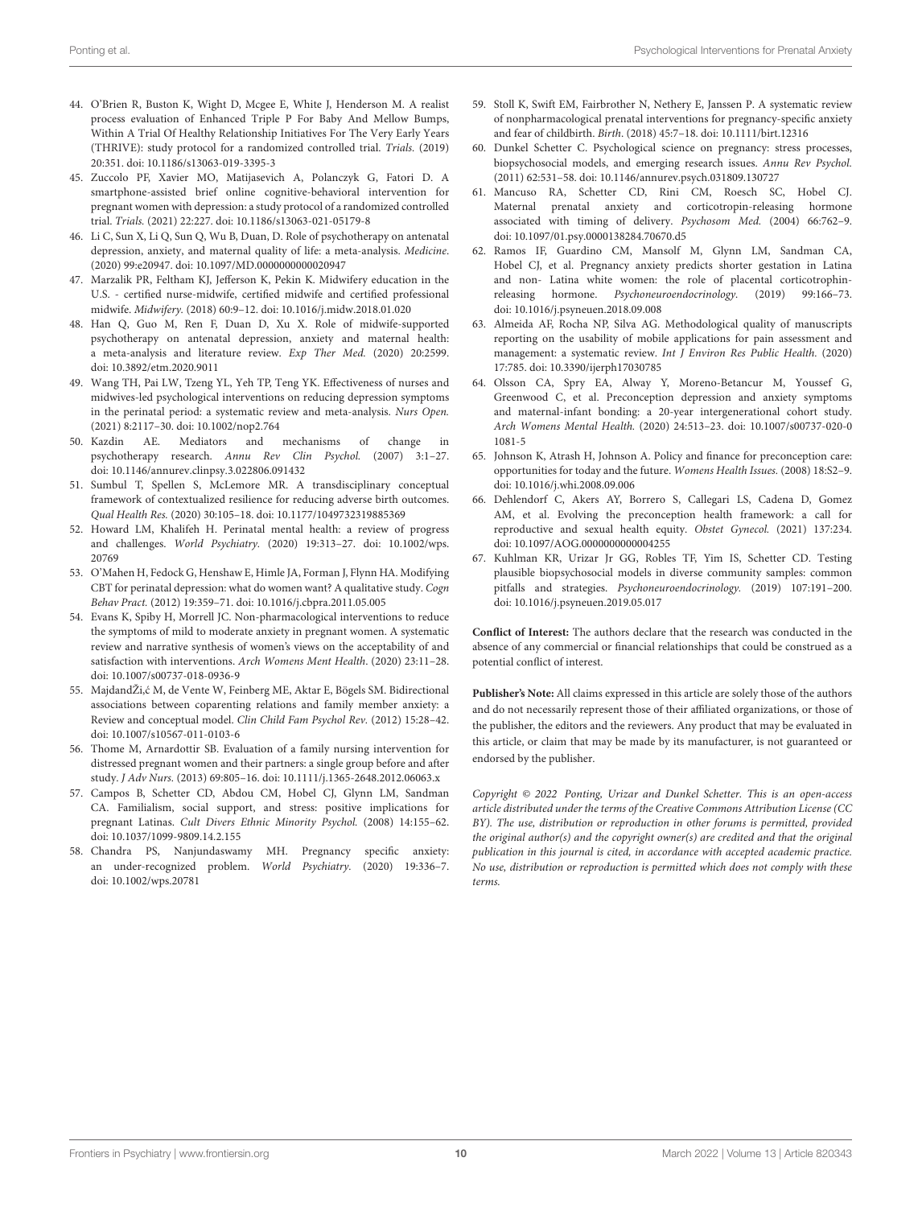44. O'Brien R, Buston K, Wight D, Mcgee E, White J, Henderson M. A realist process evaluation of Enhanced Triple P For Baby And Mellow Bumps, Within A Trial Of Healthy Relationship Initiatives For The Very Early Years (THRIVE): study protocol for a randomized controlled trial. *Trials.* (2019) 20:351. doi: 10.1186/s13063-019-3395-3
45. Zuccolo PF, Xavier MO, Matijasevich A, Polanczyk G, Fatori D. A smartphone-assisted brief online cognitive-behavioral intervention for pregnant women with depression: a study protocol of a randomized controlled trial. *Trials.* (2021) 22:227. doi: 10.1186/s13063-021-05179-8
46. Li C, Sun X, Li Q, Sun Q, Wu B, Duan, D. Role of psychotherapy on antenatal depression, anxiety, and maternal quality of life: a meta-analysis. *Medicine.* (2020) 99:e20947. doi: 10.1097/MD.0000000000020947
47. Marzalik PR, Feltham KJ, Jefferson K, Pekin K. Midwifery education in the U.S. - certified nurse-midwife, certified midwife and certified professional midwife. *Midwifery.* (2018) 60:9–12. doi: 10.1016/j.midw.2018.01.020
48. Han Q, Guo M, Ren F, Duan D, Xu X. Role of midwife-supported psychotherapy on antenatal depression, anxiety and maternal health: a meta-analysis and literature review. *Exp Ther Med.* (2020) 20:2599. doi: 10.3892/etm.2020.9011
49. Wang TH, Pai LW, Tzeng YL, Yeh TP, Teng YK. Effectiveness of nurses and midwives-led psychological interventions on reducing depression symptoms in the perinatal period: a systematic review and meta-analysis. *Nurs Open.* (2021) 8:2117–30. doi: 10.1002/nop2.764
50. Kazdin AE. Mediators and mechanisms of change in psychotherapy research. *Annu Rev Clin Psychol.* (2007) 3:1–27. doi: 10.1146/annurev.clinpsy.3.022806.091432
51. Sumbul T, Spellen S, McLemore MR. A transdisciplinary conceptual framework of contextualized resilience for reducing adverse birth outcomes. *Qual Health Res.* (2020) 30:105–18. doi: 10.1177/1049732319885369
52. Howard LM, Khalifeh H. Perinatal mental health: a review of progress and challenges. *World Psychiatry.* (2020) 19:313–27. doi: 10.1002/wps.20769
53. O'Mahen H, Fedock G, Henshaw E, Himle JA, Forman J, Flynn HA. Modifying CBT for perinatal depression: what do women want? A qualitative study. *Cogn Behav Pract.* (2012) 19:359–71. doi: 10.1016/j.cbpra.2011.05.005
54. Evans K, Spiby H, Morrell JC. Non-pharmacological interventions to reduce the symptoms of mild to moderate anxiety in pregnant women. A systematic review and narrative synthesis of women's views on the acceptability of and satisfaction with interventions. *Arch Womens Ment Health.* (2020) 23:11–28. doi: 10.1007/s00737-018-0936-9
55. MajdandŽi,ć M, de Vente W, Feinberg ME, Aktar E, Bögels SM. Bidirectional associations between coparenting relations and family member anxiety: a Review and conceptual model. *Clin Child Fam Psychol Rev.* (2012) 15:28–42. doi: 10.1007/s10567-011-0103-6
56. Thome M, Arnardottir SB. Evaluation of a family nursing intervention for distressed pregnant women and their partners: a single group before and after study. *J Adv Nurs.* (2013) 69:805–16. doi: 10.1111/j.1365-2648.2012.06063.x
57. Campos B, Schetter CD, Abdou CM, Hobel CJ, Glynn LM, Sandman CA. Familialism, social support, and stress: positive implications for pregnant Latinas. *Cult Divers Ethnic Minority Psychol.* (2008) 14:155–62. doi: 10.1037/1099-9809.14.2.155
58. Chandra PS, Nanjundaswamy MH. Pregnancy specific anxiety: an under-recognized problem. *World Psychiatry.* (2020) 19:336–7. doi: 10.1002/wps.20781
59. Stoll K, Swift EM, Fairbrother N, Nethery E, Janssen P. A systematic review of nonpharmacological prenatal interventions for pregnancy-specific anxiety and fear of childbirth. *Birth.* (2018) 45:7–18. doi: 10.1111/birt.12316
60. Dunkel Schetter C. Psychological science on pregnancy: stress processes, biopsychosocial models, and emerging research issues. *Annu Rev Psychol.* (2011) 62:531–58. doi: 10.1146/annurev.psych.031809.130727
61. Mancuso RA, Schetter CD, Rini CM, Roesch SC, Hobel CJ. Maternal prenatal anxiety and corticotropin-releasing hormone associated with timing of delivery. *Psychosom Med.* (2004) 66:762–9. doi: 10.1097/01.psy.0000138284.70670.d5
62. Ramos IF, Guardino CM, Mansolf M, Glynn LM, Sandman CA, Hobel CJ, et al. Pregnancy anxiety predicts shorter gestation in Latina and non- Latina white women: the role of placental corticotrophin-releasing hormone. *Psychoneuroendocrinology.* (2019) 99:166–73. doi: 10.1016/j.psyneuen.2018.09.008
63. Almeida AF, Rocha NP, Silva AG. Methodological quality of manuscripts reporting on the usability of mobile applications for pain assessment and management: a systematic review. *Int J Environ Res Public Health.* (2020) 17:785. doi: 10.3390/ijerph17030785
64. Olsson CA, Spry EA, Alway Y, Moreno-Betancur M, Youssef G, Greenwood C, et al. Preconception depression and anxiety symptoms and maternal-infant bonding: a 20-year intergenerational cohort study. *Arch Womens Mental Health.* (2020) 24:513–23. doi: 10.1007/s00737-020-01081-5
65. Johnson K, Atrash H, Johnson A. Policy and finance for preconception care: opportunities for today and the future. *Womens Health Issues.* (2008) 18:S2–9. doi: 10.1016/j.whi.2008.09.006
66. Dehlendorf C, Akers AY, Borrero S, Callegari LS, Cadena D, Gomez AM, et al. Evolving the preconception health framework: a call for reproductive and sexual health equity. *Obstet Gynecol.* (2021) 137:234. doi: 10.1097/AOG.0000000000004255
67. Kuhlman KR, Urizar Jr GG, Robles TF, Yim IS, Schetter CD. Testing plausible biopsychosocial models in diverse community samples: common pitfalls and strategies. *Psychoneuroendocrinology.* (2019) 107:191–200. doi: 10.1016/j.psyneuen.2019.05.017

**Conflict of Interest:** The authors declare that the research was conducted in the absence of any commercial or financial relationships that could be construed as a potential conflict of interest.

**Publisher's Note:** All claims expressed in this article are solely those of the authors and do not necessarily represent those of their affiliated organizations, or those of the publisher, the editors and the reviewers. Any product that may be evaluated in this article, or claim that may be made by its manufacturer, is not guaranteed or endorsed by the publisher.

*Copyright © 2022 Ponting, Urizar and Dunkel Schetter. This is an open-access article distributed under the terms of the Creative Commons Attribution License (CC BY). The use, distribution or reproduction in other forums is permitted, provided the original author(s) and the copyright owner(s) are credited and that the original publication in this journal is cited, in accordance with accepted academic practice. No use, distribution or reproduction is permitted which does not comply with these terms.*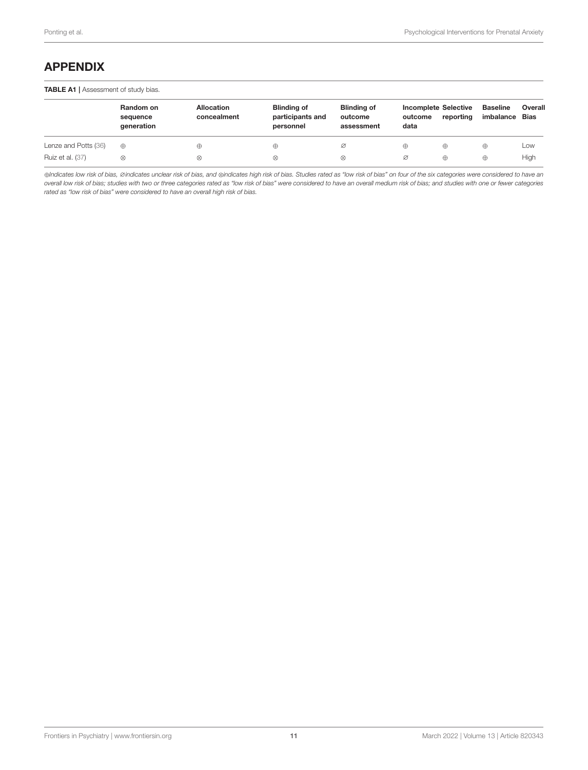## APPENDIX

**TABLE A1 |** Assessment of study bias.

| | Random on sequence generation | Allocation concealment | Blinding of participants and personnel | Blinding of outcome assessment | Incomplete outcome data | Selective reporting | Baseline imbalance | Overall Bias |
|---|---|---|---|---|---|---|---|---|
| Lenze and Potts (36) | ⊕ | ⊕ | ⊕ | ∅ | ⊕ | ⊕ | ⊕ | Low |
| Ruiz et al. (37) | ⊗ | ⊗ | ⊗ | ⊗ | ∅ | ⊕ | ⊕ | High |

*⊕Indicates low risk of bias, ∅indicates unclear risk of bias, and ⊗indicates high risk of bias. Studies rated as "low risk of bias" on four of the six categories were considered to have an overall low risk of bias; studies with two or three categories rated as "low risk of bias" were considered to have an overall medium risk of bias; and studies with one or fewer categories rated as "low risk of bias" were considered to have an overall high risk of bias.*